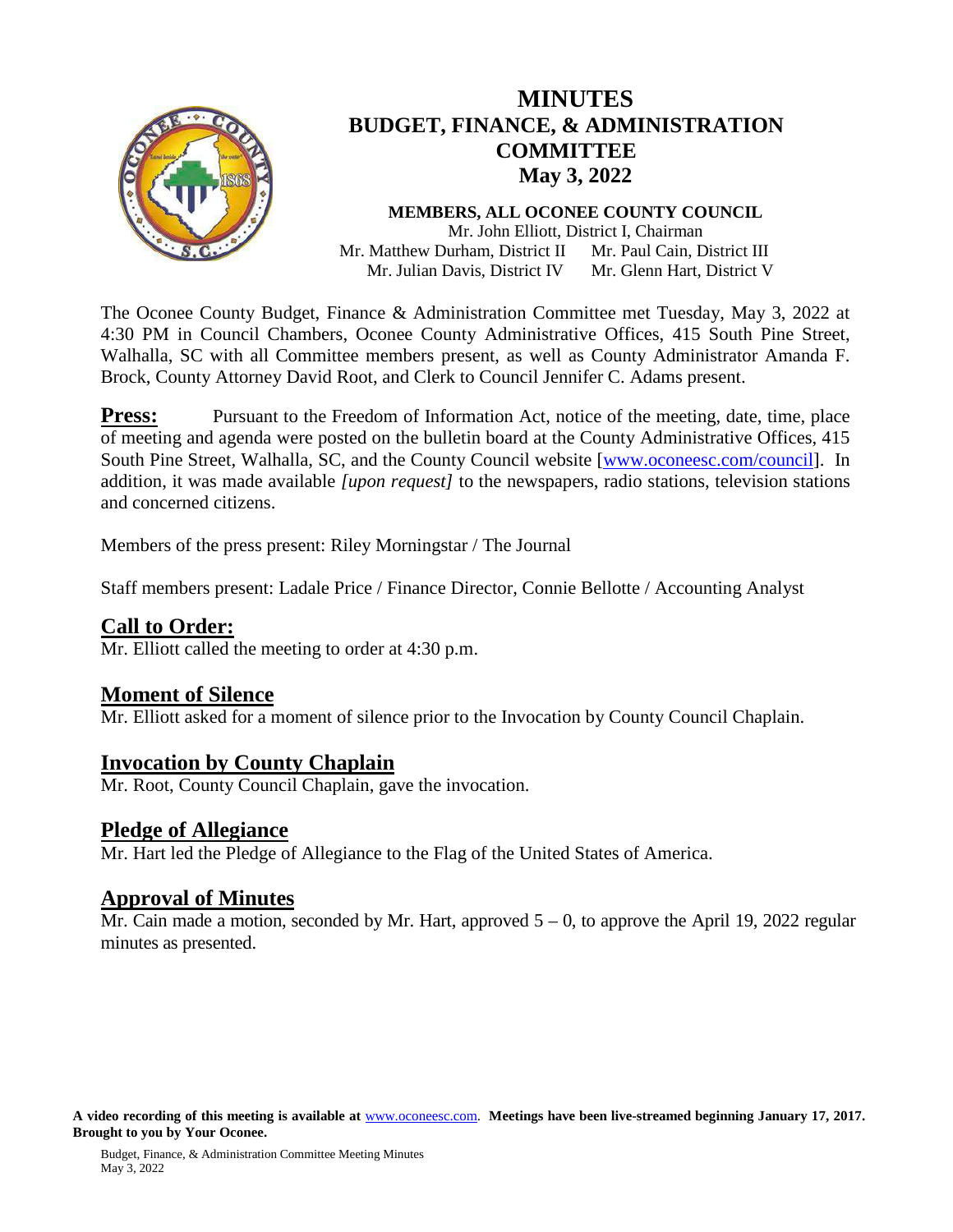# MINUTES
# BUDGET, FINANCE, & ADMINISTRATION COMMITTEE
# May 3, 2022

**MEMBERS, ALL OCONEE COUNTY COUNCIL**

Mr. John Elliott, District I, Chairman
Mr. Matthew Durham, District II  Mr. Paul Cain, District III
Mr. Julian Davis, District IV  Mr. Glenn Hart, District V

The Oconee County Budget, Finance & Administration Committee met Tuesday, May 3, 2022 at 4:30 PM in Council Chambers, Oconee County Administrative Offices, 415 South Pine Street, Walhalla, SC with all Committee members present, as well as County Administrator Amanda F. Brock, County Attorney David Root, and Clerk to Council Jennifer C. Adams present.

**Press:** Pursuant to the Freedom of Information Act, notice of the meeting, date, time, place of meeting and agenda were posted on the bulletin board at the County Administrative Offices, 415 South Pine Street, Walhalla, SC, and the County Council website [www.oconeesc.com/council]. In addition, it was made available *[upon request]* to the newspapers, radio stations, television stations and concerned citizens.

Members of the press present: Riley Morningstar / The Journal

Staff members present: Ladale Price / Finance Director, Connie Bellotte / Accounting Analyst

## Call to Order:

Mr. Elliott called the meeting to order at 4:30 p.m.

## Moment of Silence

Mr. Elliott asked for a moment of silence prior to the Invocation by County Council Chaplain.

## Invocation by County Chaplain

Mr. Root, County Council Chaplain, gave the invocation.

## Pledge of Allegiance

Mr. Hart led the Pledge of Allegiance to the Flag of the United States of America.

## Approval of Minutes

Mr. Cain made a motion, seconded by Mr. Hart, approved 5 – 0, to approve the April 19, 2022 regular minutes as presented.

**A video recording of this meeting is available at** www.oconeesc.com. **Meetings have been live-streamed beginning January 17, 2017. Brought to you by Your Oconee.**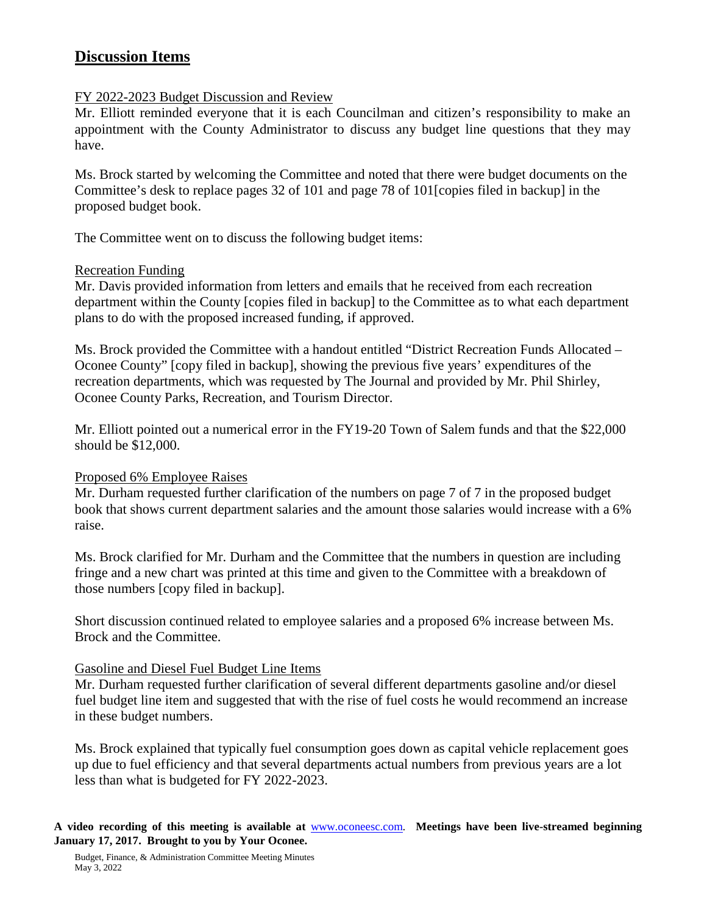## Discussion Items

FY 2022-2023 Budget Discussion and Review

Mr. Elliott reminded everyone that it is each Councilman and citizen's responsibility to make an appointment with the County Administrator to discuss any budget line questions that they may have.

Ms. Brock started by welcoming the Committee and noted that there were budget documents on the Committee's desk to replace pages 32 of 101 and page 78 of 101[copies filed in backup] in the proposed budget book.

The Committee went on to discuss the following budget items:

Recreation Funding

Mr. Davis provided information from letters and emails that he received from each recreation department within the County [copies filed in backup] to the Committee as to what each department plans to do with the proposed increased funding, if approved.

Ms. Brock provided the Committee with a handout entitled "District Recreation Funds Allocated – Oconee County" [copy filed in backup], showing the previous five years' expenditures of the recreation departments, which was requested by The Journal and provided by Mr. Phil Shirley, Oconee County Parks, Recreation, and Tourism Director.

Mr. Elliott pointed out a numerical error in the FY19-20 Town of Salem funds and that the $22,000 should be $12,000.

Proposed 6% Employee Raises

Mr. Durham requested further clarification of the numbers on page 7 of 7 in the proposed budget book that shows current department salaries and the amount those salaries would increase with a 6% raise.

Ms. Brock clarified for Mr. Durham and the Committee that the numbers in question are including fringe and a new chart was printed at this time and given to the Committee with a breakdown of those numbers [copy filed in backup].

Short discussion continued related to employee salaries and a proposed 6% increase between Ms. Brock and the Committee.

Gasoline and Diesel Fuel Budget Line Items

Mr. Durham requested further clarification of several different departments gasoline and/or diesel fuel budget line item and suggested that with the rise of fuel costs he would recommend an increase in these budget numbers.

Ms. Brock explained that typically fuel consumption goes down as capital vehicle replacement goes up due to fuel efficiency and that several departments actual numbers from previous years are a lot less than what is budgeted for FY 2022-2023.

**A video recording of this meeting is available at** www.oconeesc.com. **Meetings have been live-streamed beginning January 17, 2017. Brought to you by Your Oconee.**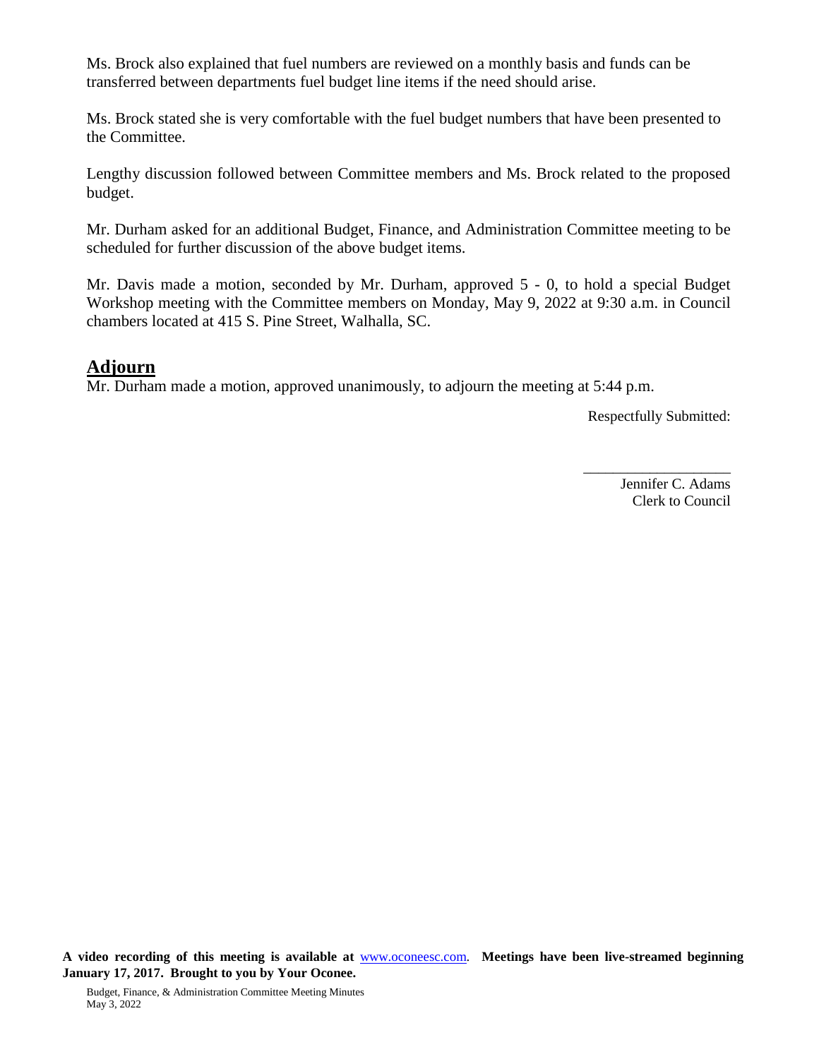Ms. Brock also explained that fuel numbers are reviewed on a monthly basis and funds can be transferred between departments fuel budget line items if the need should arise.

Ms. Brock stated she is very comfortable with the fuel budget numbers that have been presented to the Committee.

Lengthy discussion followed between Committee members and Ms. Brock related to the proposed budget.

Mr. Durham asked for an additional Budget, Finance, and Administration Committee meeting to be scheduled for further discussion of the above budget items.

Mr. Davis made a motion, seconded by Mr. Durham, approved 5 - 0, to hold a special Budget Workshop meeting with the Committee members on Monday, May 9, 2022 at 9:30 a.m. in Council chambers located at 415 S. Pine Street, Walhalla, SC.

## Adjourn

Mr. Durham made a motion, approved unanimously, to adjourn the meeting at 5:44 p.m.

Respectfully Submitted:

\_\_\_\_\_\_\_\_\_\_\_\_\_\_\_\_\_\_\_\_

Jennifer C. Adams
Clerk to Council

**A video recording of this meeting is available at** www.oconeesc.com. **Meetings have been live-streamed beginning January 17, 2017. Brought to you by Your Oconee.**